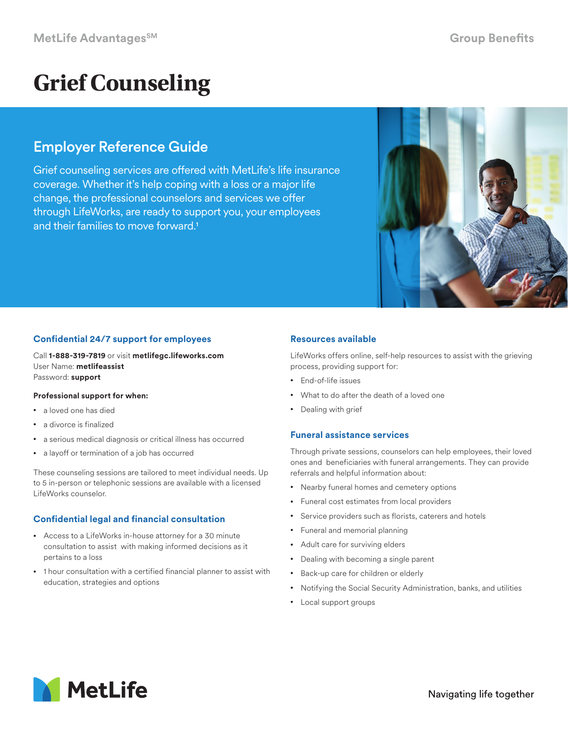MetLife Advantages℠ — Group Benefits

# Grief Counseling

## Employer Reference Guide

Grief counseling services are offered with MetLife's life insurance coverage. Whether it's help coping with a loss or a major life change, the professional counselors and services we offer through LifeWorks, are ready to support you, your employees and their families to move forward.[1]

### Confidential 24/7 support for employees

Call **1-888-319-7819** or visit **metlifegc.lifeworks.com**
User Name: **metlifeassist**
Password: **support**

**Professional support for when:**

- a loved one has died
- a divorce is finalized
- a serious medical diagnosis or critical illness has occurred
- a layoff or termination of a job has occurred

These counseling sessions are tailored to meet individual needs. Up to 5 in-person or telephonic sessions are available with a licensed LifeWorks counselor.

### Confidential legal and financial consultation

- Access to a LifeWorks in-house attorney for a 30 minute consultation to assist with making informed decisions as it pertains to a loss
- 1 hour consultation with a certified financial planner to assist with education, strategies and options

### Resources available

LifeWorks offers online, self-help resources to assist with the grieving process, providing support for:

- End-of-life issues
- What to do after the death of a loved one
- Dealing with grief

### Funeral assistance services

Through private sessions, counselors can help employees, their loved ones and beneficiaries with funeral arrangements. They can provide referrals and helpful information about:

- Nearby funeral homes and cemetery options
- Funeral cost estimates from local providers
- Service providers such as florists, caterers and hotels
- Funeral and memorial planning
- Adult care for surviving elders
- Dealing with becoming a single parent
- Back-up care for children or elderly
- Notifying the Social Security Administration, banks, and utilities
- Local support groups

MetLife — Navigating life together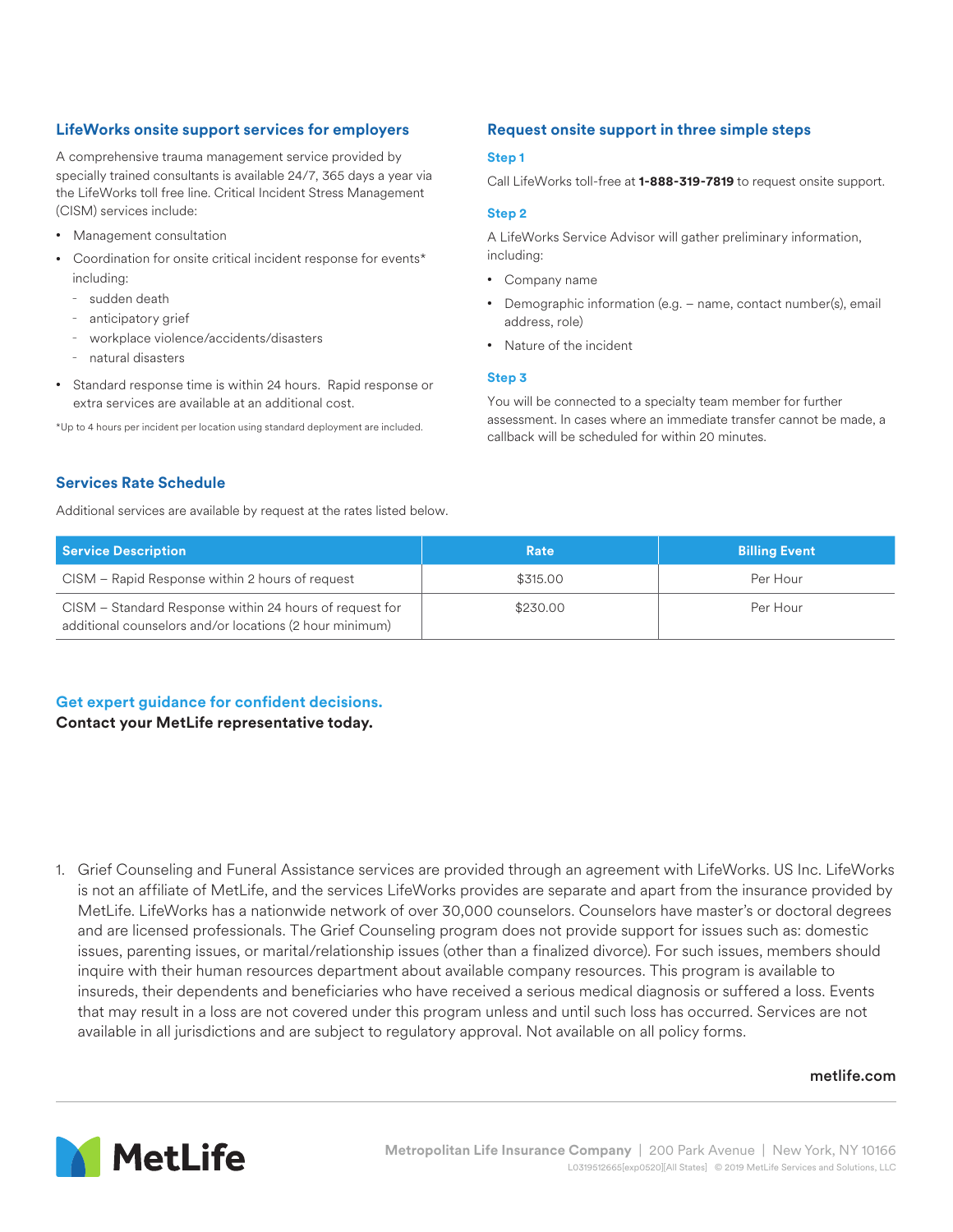## LifeWorks onsite support services for employers

A comprehensive trauma management service provided by specially trained consultants is available 24/7, 365 days a year via the LifeWorks toll free line. Critical Incident Stress Management (CISM) services include:

- Management consultation
- Coordination for onsite critical incident response for events* including:
  - sudden death
  - anticipatory grief
  - workplace violence/accidents/disasters
  - natural disasters
- Standard response time is within 24 hours. Rapid response or extra services are available at an additional cost.

*Up to 4 hours per incident per location using standard deployment are included.

## Request onsite support in three simple steps

### Step 1

Call LifeWorks toll-free at **1-888-319-7819** to request onsite support.

### Step 2

A LifeWorks Service Advisor will gather preliminary information, including:

- Company name
- Demographic information (e.g. – name, contact number(s), email address, role)
- Nature of the incident

### Step 3

You will be connected to a specialty team member for further assessment. In cases where an immediate transfer cannot be made, a callback will be scheduled for within 20 minutes.

## Services Rate Schedule

Additional services are available by request at the rates listed below.

| Service Description | Rate | Billing Event |
|---|---|---|
| CISM – Rapid Response within 2 hours of request | $315.00 | Per Hour |
| CISM – Standard Response within 24 hours of request for additional counselors and/or locations (2 hour minimum) | $230.00 | Per Hour |

**Get expert guidance for confident decisions.**
**Contact your MetLife representative today.**

1. Grief Counseling and Funeral Assistance services are provided through an agreement with LifeWorks. US Inc. LifeWorks is not an affiliate of MetLife, and the services LifeWorks provides are separate and apart from the insurance provided by MetLife. LifeWorks has a nationwide network of over 30,000 counselors. Counselors have master's or doctoral degrees and are licensed professionals. The Grief Counseling program does not provide support for issues such as: domestic issues, parenting issues, or marital/relationship issues (other than a finalized divorce). For such issues, members should inquire with their human resources department about available company resources. This program is available to insureds, their dependents and beneficiaries who have received a serious medical diagnosis or suffered a loss. Events that may result in a loss are not covered under this program unless and until such loss has occurred. Services are not available in all jurisdictions and are subject to regulatory approval. Not available on all policy forms.

metlife.com

MetLife

Metropolitan Life Insurance Company | 200 Park Avenue | New York, NY 10166

L0319512665[exp0520][All States] © 2019 MetLife Services and Solutions, LLC